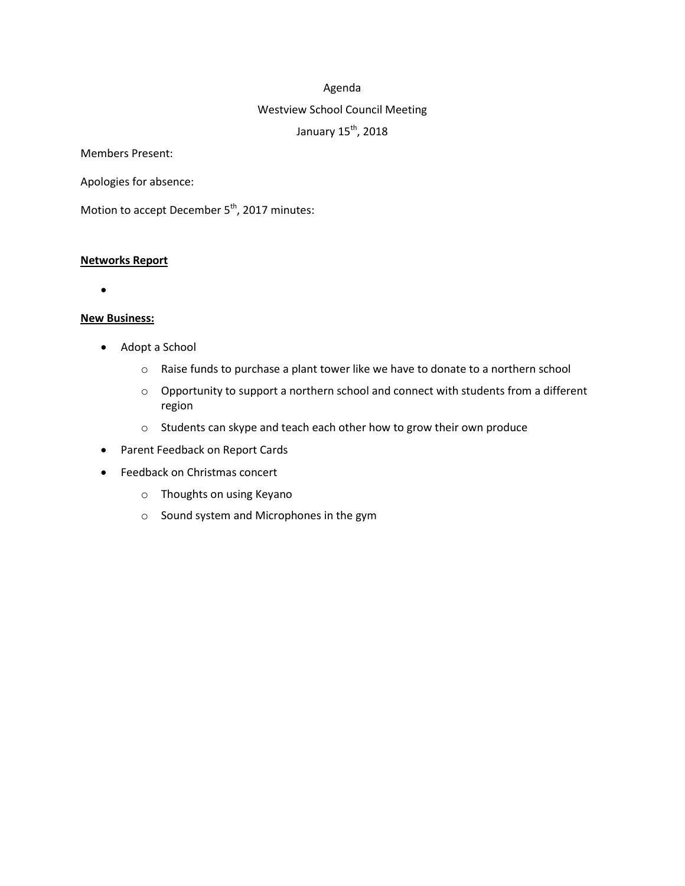Agenda

Westview School Council Meeting

January 15th, 2018

Members Present:

Apologies for absence:

Motion to accept December 5th, 2017 minutes:

**Networks Report**

- 

**New Business:**

- Adopt a School
  - Raise funds to purchase a plant tower like we have to donate to a northern school
  - Opportunity to support a northern school and connect with students from a different region
  - Students can skype and teach each other how to grow their own produce
- Parent Feedback on Report Cards
- Feedback on Christmas concert
  - Thoughts on using Keyano
  - Sound system and Microphones in the gym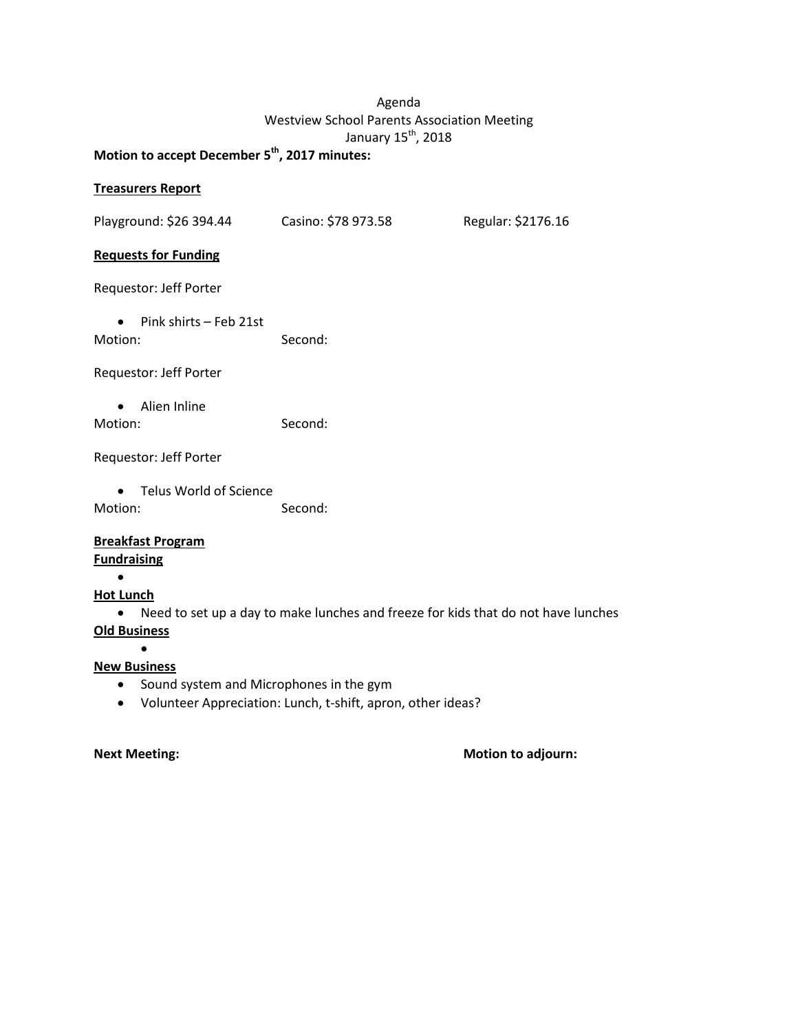Agenda
Westview School Parents Association Meeting
January 15th, 2018

**Motion to accept December 5th, 2017 minutes:**

**<u>Treasurers Report</u>**

Playground: $26 394.44 Casino: $78 973.58 Regular: $2176.16

**<u>Requests for Funding</u>**

Requestor: Jeff Porter

- Pink shirts – Feb 21st

Motion: Second:

Requestor: Jeff Porter

- Alien Inline

Motion: Second:

Requestor: Jeff Porter

- Telus World of Science

Motion: Second:

**<u>Breakfast Program</u>**

**<u>Fundraising</u>**

- 

**<u>Hot Lunch</u>**

- Need to set up a day to make lunches and freeze for kids that do not have lunches

**<u>Old Business</u>**

- 

**<u>New Business</u>**

- Sound system and Microphones in the gym
- Volunteer Appreciation: Lunch, t-shift, apron, other ideas?

**Next Meeting:** **Motion to adjourn:**